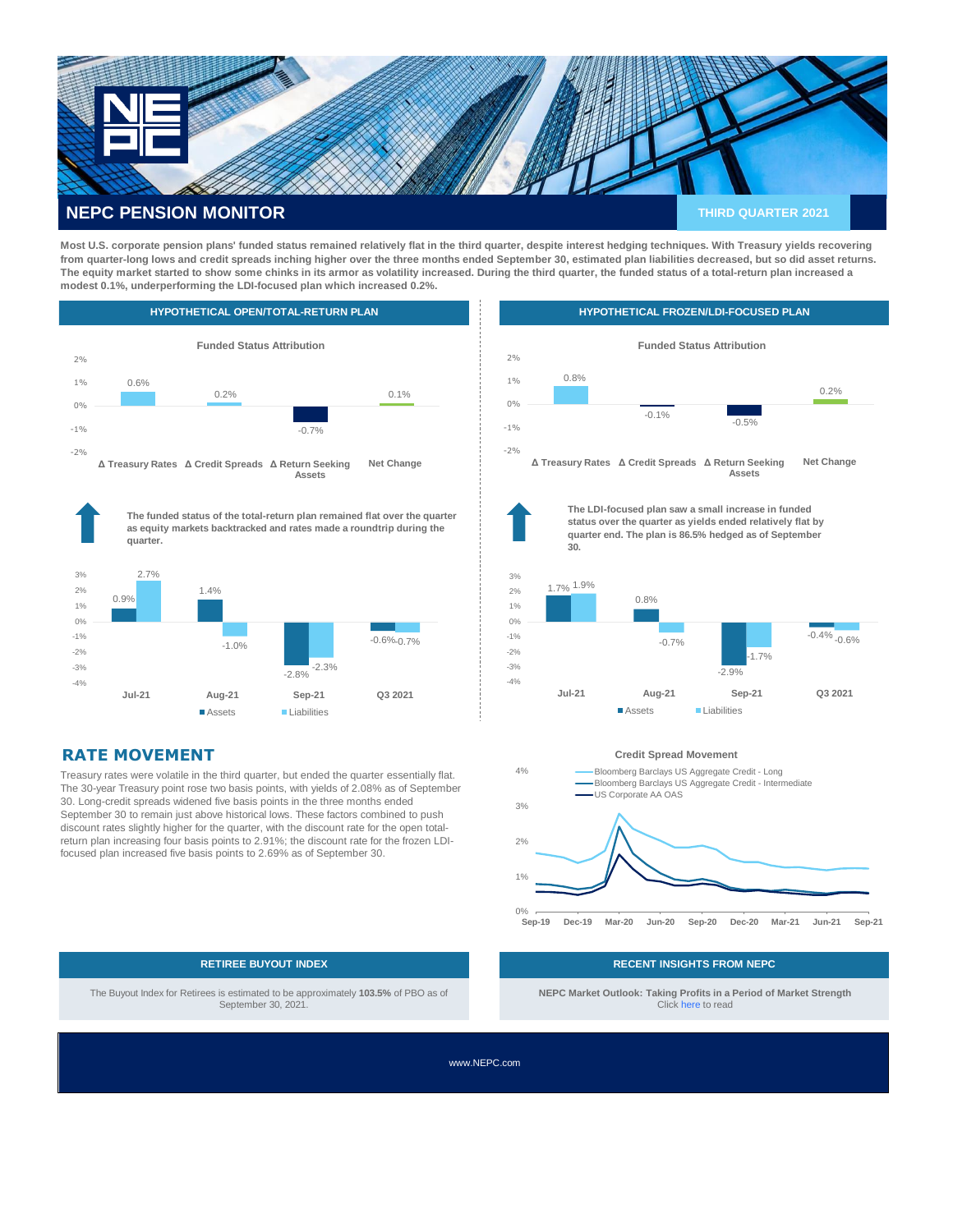# NEPC PENSION MONITOR

**THIRD QUARTER 2021**

**Most U.S. corporate pension plans' funded status remained relatively flat in the third quarter, despite interest hedging techniques. With Treasury yields recovering from quarter-long lows and credit spreads inching higher over the three months ended September 30, estimated plan liabilities decreased, but so did asset returns. The equity market started to show some chinks in its armor as volatility increased. During the third quarter, the funded status of a total-return plan increased a modest 0.1%, underperforming the LDI-focused plan which increased 0.2%.**

## HYPOTHETICAL OPEN/TOTAL-RETURN PLAN

**Funded Status Attribution**

| Δ Treasury Rates | Δ Credit Spreads | Δ Return Seeking Assets | Net Change |
|---|---|---|---|
| 0.6% | 0.2% | -0.7% | 0.1% |

**The funded status of the total-return plan remained flat over the quarter as equity markets backtracked and rates made a roundtrip during the quarter.**

| | Jul-21 | Aug-21 | Sep-21 | Q3 2021 |
|---|---|---|---|---|
| Assets | 0.9% | 1.4% | -2.8% | -0.6% |
| Liabilities | 2.7% | -1.0% | -2.3% | -0.7% |

## HYPOTHETICAL FROZEN/LDI-FOCUSED PLAN

**Funded Status Attribution**

| Δ Treasury Rates | Δ Credit Spreads | Δ Return Seeking Assets | Net Change |
|---|---|---|---|
| 0.8% | -0.1% | -0.5% | 0.2% |

**The LDI-focused plan saw a small increase in funded status over the quarter as yields ended relatively flat by quarter end. The plan is 86.5% hedged as of September 30.**

| | Jul-21 | Aug-21 | Sep-21 | Q3 2021 |
|---|---|---|---|---|
| Assets | 1.7% | 0.8% | -2.9% | -0.4% |
| Liabilities | 1.9% | -0.7% | -1.7% | -0.6% |

## RATE MOVEMENT

Treasury rates were volatile in the third quarter, but ended the quarter essentially flat. The 30-year Treasury point rose two basis points, with yields of 2.08% as of September 30. Long-credit spreads widened five basis points in the three months ended September 30 to remain just above historical lows. These factors combined to push discount rates slightly higher for the quarter, with the discount rate for the open total-return plan increasing four basis points to 2.91%; the discount rate for the frozen LDI-focused plan increased five basis points to 2.69% as of September 30.

**Credit Spread Movement**

Series: Bloomberg Barclays US Aggregate Credit - Long; Bloomberg Barclays US Aggregate Credit - Intermediate; US Corporate AA OAS (Sep-19 to Sep-21)

## RETIREE BUYOUT INDEX

The Buyout Index for Retirees is estimated to be approximately **103.5%** of PBO as of September 30, 2021.

## RECENT INSIGHTS FROM NEPC

**NEPC Market Outlook: Taking Profits in a Period of Market Strength**
Click here to read

www.NEPC.com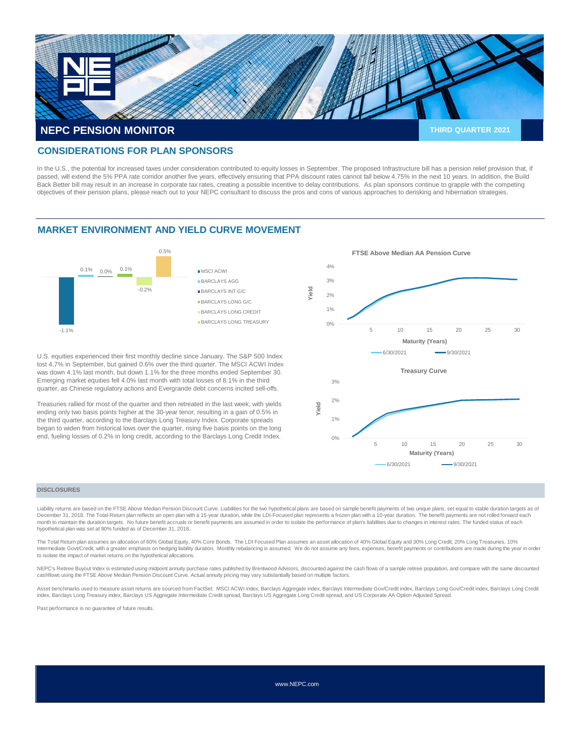# NEPC PENSION MONITOR

THIRD QUARTER 2021

## CONSIDERATIONS FOR PLAN SPONSORS

In the U.S., the potential for increased taxes under consideration contributed to equity losses in September. The proposed Infrastructure bill has a pension relief provision that, if passed, will extend the 5% PPA rate corridor another five years, effectively ensuring that PPA discount rates cannot fall below 4.75% in the next 10 years. In addition, the Build Back Better bill may result in an increase in corporate tax rates, creating a possible incentive to delay contributions. As plan sponsors continue to grapple with the competing objectives of their pension plans, please reach out to your NEPC consultant to discuss the pros and cons of various approaches to derisking and hibernation strategies.

## MARKET ENVIRONMENT AND YIELD CURVE MOVEMENT

-1.1%
0.1%
0.0%
0.1%
-0.2%
0.5%

MSCI ACWI
BARCLAYS AGG
BARCLAYS INT G/C
BARCLAYS LONG G/C
BARCLAYS LONG CREDIT
BARCLAYS LONG TREASURY

U.S. equities experienced their first monthly decline since January. The S&P 500 Index lost 4.7% in September, but gained 0.6% over the third quarter. The MSCI ACWI Index was down 4.1% last month, but down 1.1% for the three months ended September 30. Emerging market equities fell 4.0% last month with total losses of 8.1% in the third quarter, as Chinese regulatory actions and Evergrande debt concerns incited sell-offs.

Treasuries rallied for most of the quarter and then retreated in the last week, with yields ending only two basis points higher at the 30-year tenor, resulting in a gain of 0.5% in the third quarter, according to the Barclays Long Treasury Index. Corporate spreads began to widen from historical lows over the quarter, rising five basis points on the long end, fueling losses of 0.2% in long credit, according to the Barclays Long Credit Index.

**FTSE Above Median AA Pension Curve**

Yield
0%
1%
2%
3%
4%
5
10
15
20
25
30
Maturity (Years)
6/30/2021
9/30/2021

**Treasury Curve**

Yield
0%
1%
2%
3%
5
10
15
20
25
30
Maturity (Years)
6/30/2021
9/30/2021

### DISCLOSURES

Liability returns are based on the FTSE Above Median Pension Discount Curve. Liabilities for the two hypothetical plans are based on sample benefit payments of two unique plans, set equal to stable duration targets as of December 31, 2018. The Total-Return plan reflects an open plan with a 15-year duration, while the LDI-Focused plan represents a frozen plan with a 10-year duration. The benefit payments are not rolled forward each month to maintain the duration targets. No future benefit accruals or benefit payments are assumed in order to isolate the performance of plan's liabilities due to changes in interest rates. The funded status of each hypothetical plan was set at 90% funded as of December 31, 2018.

The Total Return plan assumes an allocation of 60% Global Equity, 40% Core Bonds. The LDI Focused Plan assumes an asset allocation of 40% Global Equity and 30% Long Credit, 20% Long Treasuries, 10% Intermediate Govt/Credit, with a greater emphasis on hedging liability duration. Monthly rebalancing is assumed. We do not assume any fees, expenses, benefit payments or contributions are made during the year in order to isolate the impact of market returns on the hypothetical allocations.

NEPC's Retiree Buyout Index is estimated using midpoint annuity purchase rates published by Brentwood Advisors, discounted against the cash flows of a sample retiree population, and compare with the same discounted cashflows using the FTSE Above Median Pension Discount Curve. Actual annuity pricing may vary substantially based on multiple factors.

Asset benchmarks used to measure asset returns are sourced from FactSet: MSCI ACWI index, Barclays Aggregate index, Barclays Intermediate Gov/Credit index, Barclays Long Gov/Credit index, Barclays Long Credit index, Barclays Long Treasury index, Barclays US Aggregate Intermediate Credit spread, Barclays US Aggregate Long Credit spread, and US Corporate AA Option Adjusted Spread.

Past performance is no guarantee of future results.

www.NEPC.com